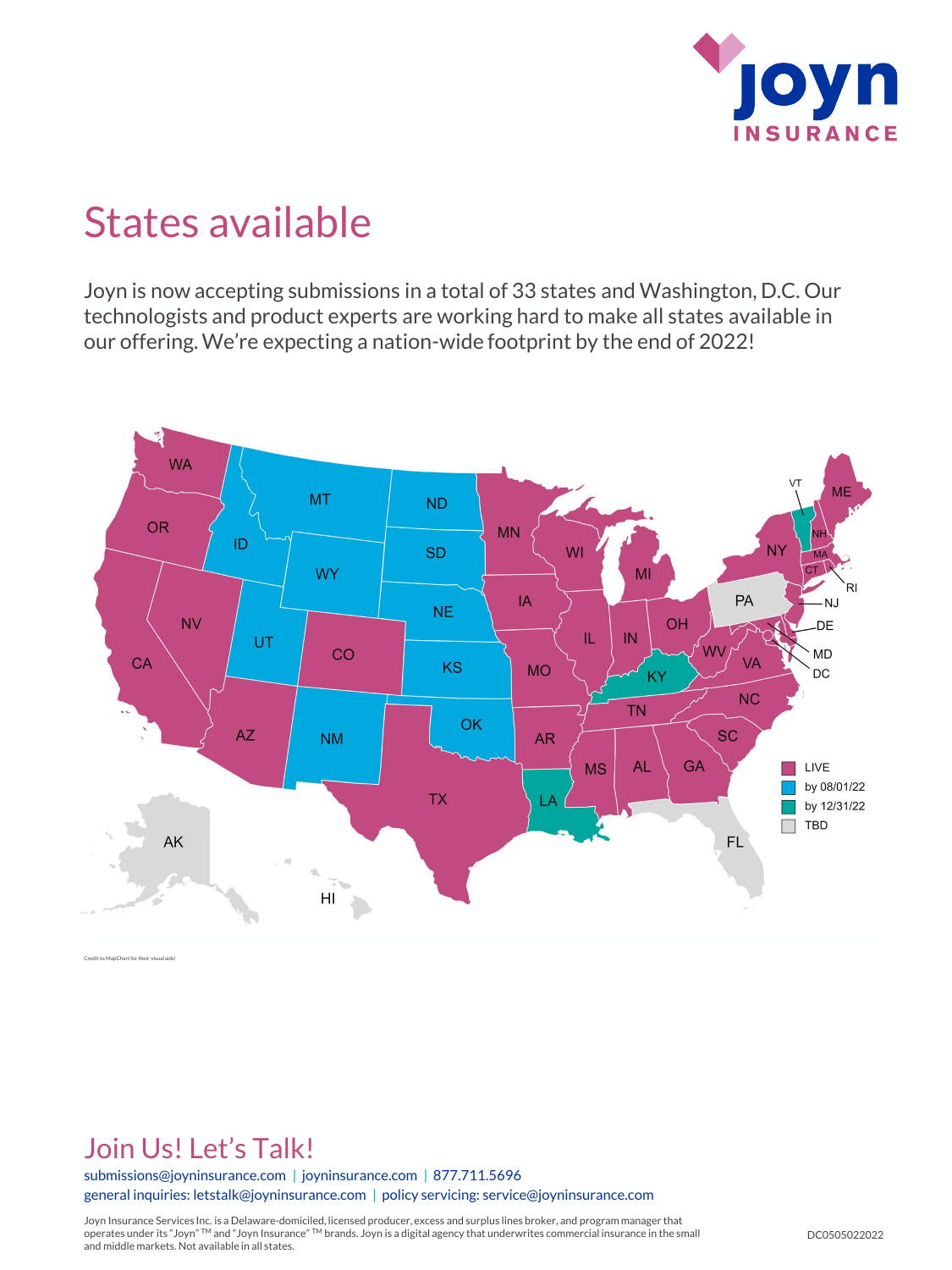joyn INSURANCE

# States available

Joyn is now accepting submissions in a total of 33 states and Washington, D.C. Our technologists and product experts are working hard to make all states available in our offering. We're expecting a nation-wide footprint by the end of 2022!

- LIVE
- by 08/01/22
- by 12/31/22
- TBD

Credit to MapChart for their visual aids!

## Join Us! Let's Talk!

submissions@joyninsurance.com | joyninsurance.com | 877.711.5696
general inquiries: letstalk@joyninsurance.com | policy servicing: service@joyninsurance.com

Joyn Insurance Services Inc. is a Delaware-domiciled, licensed producer, excess and surplus lines broker, and program manager that operates under its "Joyn" TM and "Joyn Insurance" TM brands. Joyn is a digital agency that underwrites commercial insurance in the small and middle markets. Not available in all states.

DC0505022022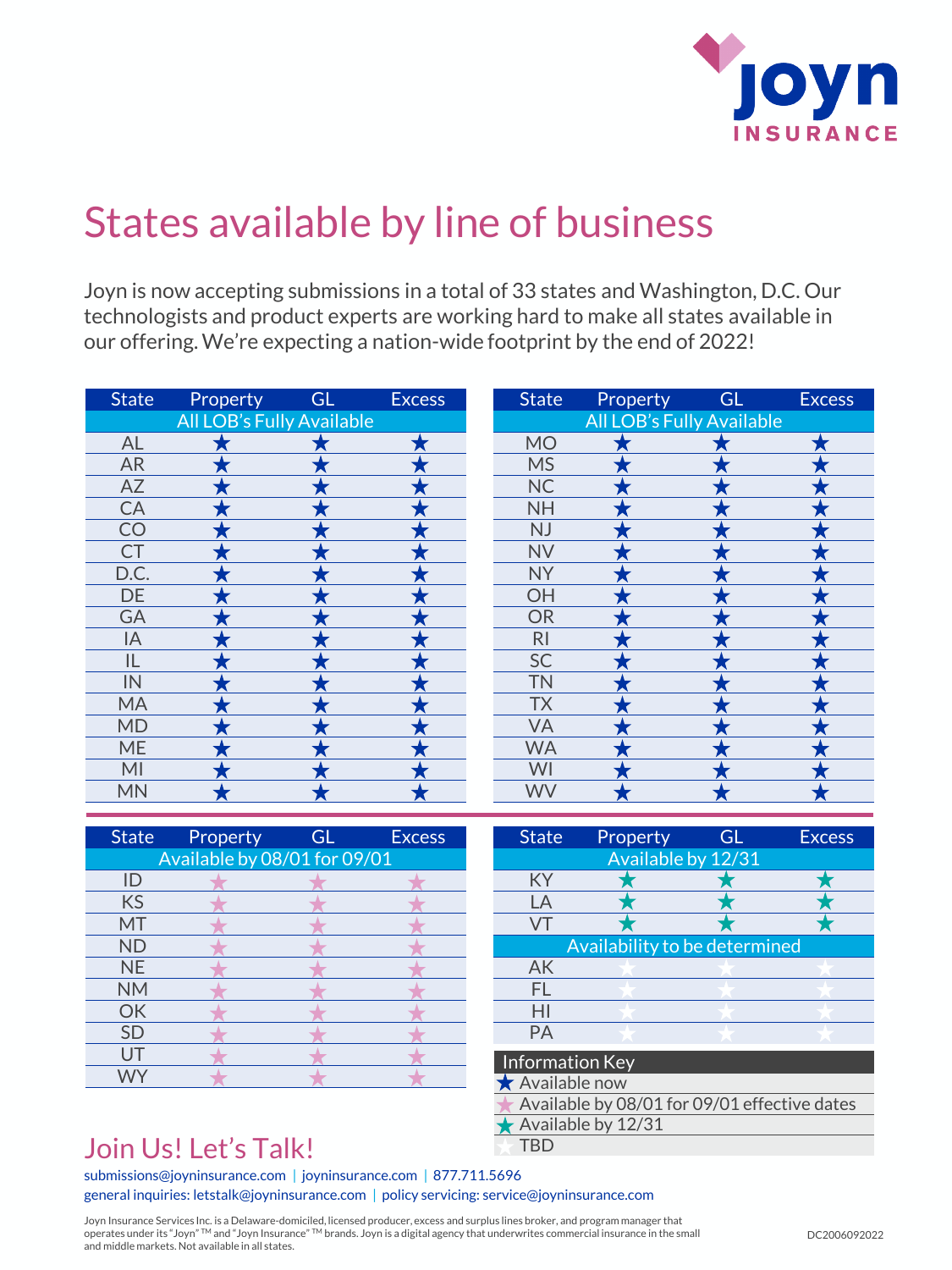joyn INSURANCE

# States available by line of business

Joyn is now accepting submissions in a total of 33 states and Washington, D.C. Our technologists and product experts are working hard to make all states available in our offering. We're expecting a nation-wide footprint by the end of 2022!

| State | Property | GL | Excess |
|---|---|---|---|
| **All LOB's Fully Available** | | | |
| AL | ★ | ★ | ★ |
| AR | ★ | ★ | ★ |
| AZ | ★ | ★ | ★ |
| CA | ★ | ★ | ★ |
| CO | ★ | ★ | ★ |
| CT | ★ | ★ | ★ |
| D.C. | ★ | ★ | ★ |
| DE | ★ | ★ | ★ |
| GA | ★ | ★ | ★ |
| IA | ★ | ★ | ★ |
| IL | ★ | ★ | ★ |
| IN | ★ | ★ | ★ |
| MA | ★ | ★ | ★ |
| MD | ★ | ★ | ★ |
| ME | ★ | ★ | ★ |
| MI | ★ | ★ | ★ |
| MN | ★ | ★ | ★ |

| State | Property | GL | Excess |
|---|---|---|---|
| **All LOB's Fully Available** | | | |
| MO | ★ | ★ | ★ |
| MS | ★ | ★ | ★ |
| NC | ★ | ★ | ★ |
| NH | ★ | ★ | ★ |
| NJ | ★ | ★ | ★ |
| NV | ★ | ★ | ★ |
| NY | ★ | ★ | ★ |
| OH | ★ | ★ | ★ |
| OR | ★ | ★ | ★ |
| RI | ★ | ★ | ★ |
| SC | ★ | ★ | ★ |
| TN | ★ | ★ | ★ |
| TX | ★ | ★ | ★ |
| VA | ★ | ★ | ★ |
| WA | ★ | ★ | ★ |
| WI | ★ | ★ | ★ |
| WV | ★ | ★ | ★ |

| State | Property | GL | Excess |
|---|---|---|---|
| **Available by 08/01 for 09/01** | | | |
| ID | ★ | ★ | ★ |
| KS | ★ | ★ | ★ |
| MT | ★ | ★ | ★ |
| ND | ★ | ★ | ★ |
| NE | ★ | ★ | ★ |
| NM | ★ | ★ | ★ |
| OK | ★ | ★ | ★ |
| SD | ★ | ★ | ★ |
| UT | ★ | ★ | ★ |
| WY | ★ | ★ | ★ |

| State | Property | GL | Excess |
|---|---|---|---|
| **Available by 12/31** | | | |
| KY | ★ | ★ | ★ |
| LA | ★ | ★ | ★ |
| VT | ★ | ★ | ★ |
| **Availability to be determined** | | | |
| AK | ☆ | ☆ | ☆ |
| FL | ☆ | ☆ | ☆ |
| HI | ☆ | ☆ | ☆ |
| PA | ☆ | ☆ | ☆ |

**Information Key**

- ★ (blue) Available now
- ★ (pink) Available by 08/01 for 09/01 effective dates
- ★ (green) Available by 12/31
- ☆ (white) TBD

## Join Us! Let's Talk!

submissions@joyninsurance.com | joyninsurance.com | 877.711.5696

general inquiries: letstalk@joyninsurance.com | policy servicing: service@joyninsurance.com

Joyn Insurance Services Inc. is a Delaware-domiciled, licensed producer, excess and surplus lines broker, and program manager that operates under its "Joyn" ™ and "Joyn Insurance" ™ brands. Joyn is a digital agency that underwrites commercial insurance in the small and middle markets. Not available in all states.

DC2006092022